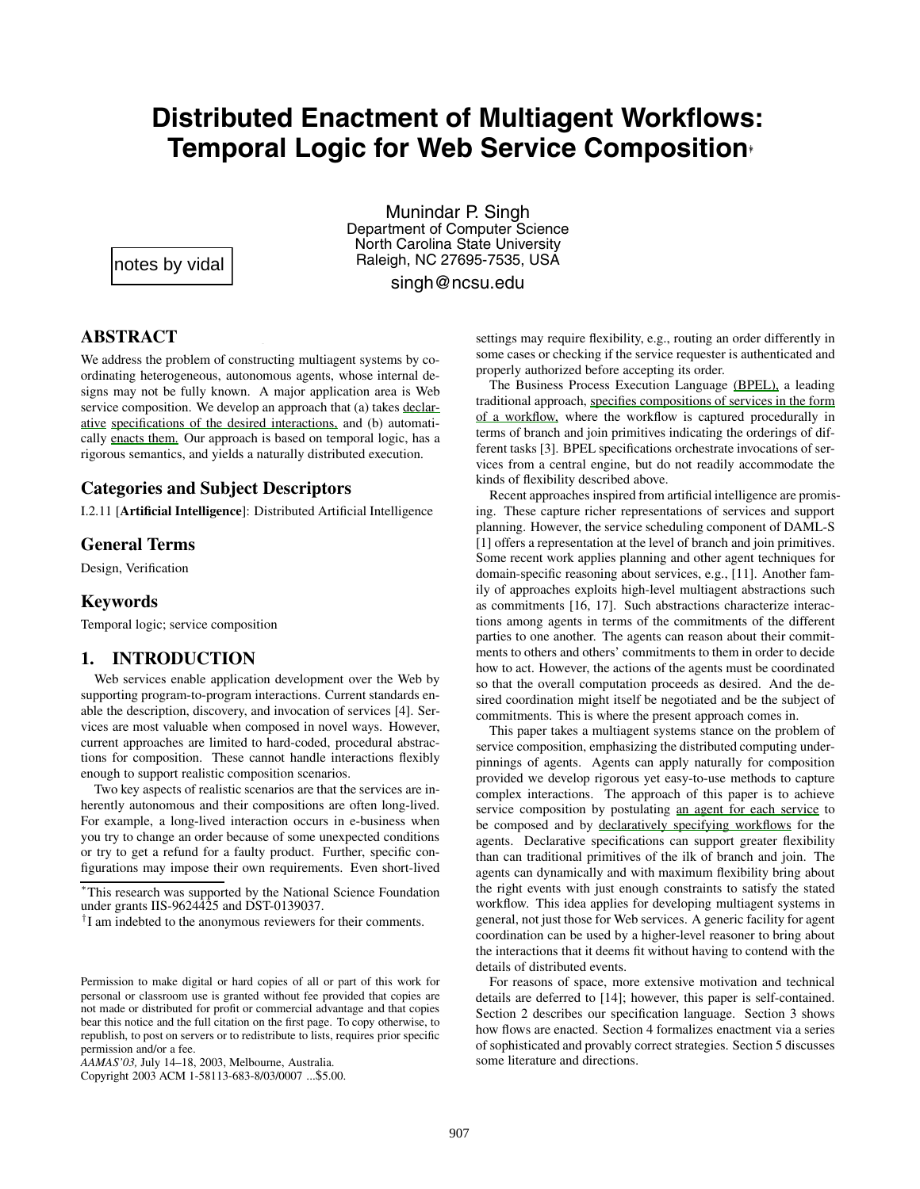# Distributed Enactment of Multiagent Workflows: Temporal Logic for Web Service Composition[*][†]

notes by vidal

Munindar P. Singh
Department of Computer Science
North Carolina State University
Raleigh, NC 27695-7535, USA
singh@ncsu.edu

## ABSTRACT

We address the problem of constructing multiagent systems by coordinating heterogeneous, autonomous agents, whose internal designs may not be fully known. A major application area is Web service composition. We develop an approach that (a) takes declarative specifications of the desired interactions, and (b) automatically enacts them. Our approach is based on temporal logic, has a rigorous semantics, and yields a naturally distributed execution.

## Categories and Subject Descriptors

I.2.11 [**Artificial Intelligence**]: Distributed Artificial Intelligence

## General Terms

Design, Verification

## Keywords

Temporal logic; service composition

## 1. INTRODUCTION

Web services enable application development over the Web by supporting program-to-program interactions. Current standards enable the description, discovery, and invocation of services [4]. Services are most valuable when composed in novel ways. However, current approaches are limited to hard-coded, procedural abstractions for composition. These cannot handle interactions flexibly enough to support realistic composition scenarios.

Two key aspects of realistic scenarios are that the services are inherently autonomous and their compositions are often long-lived. For example, a long-lived interaction occurs in e-business when you try to change an order because of some unexpected conditions or try to get a refund for a faulty product. Further, specific configurations may impose their own requirements. Even short-lived settings may require flexibility, e.g., routing an order differently in some cases or checking if the service requester is authenticated and properly authorized before accepting its order.

The Business Process Execution Language (BPEL), a leading traditional approach, specifies compositions of services in the form of a workflow, where the workflow is captured procedurally in terms of branch and join primitives indicating the orderings of different tasks [3]. BPEL specifications orchestrate invocations of services from a central engine, but do not readily accommodate the kinds of flexibility described above.

Recent approaches inspired from artificial intelligence are promising. These capture richer representations of services and support planning. However, the service scheduling component of DAML-S [1] offers a representation at the level of branch and join primitives. Some recent work applies planning and other agent techniques for domain-specific reasoning about services, e.g., [11]. Another family of approaches exploits high-level multiagent abstractions such as commitments [16, 17]. Such abstractions characterize interactions among agents in terms of the commitments of the different parties to one another. The agents can reason about their commitments to others and others' commitments to them in order to decide how to act. However, the actions of the agents must be coordinated so that the overall computation proceeds as desired. And the desired coordination might itself be negotiated and be the subject of commitments. This is where the present approach comes in.

This paper takes a multiagent systems stance on the problem of service composition, emphasizing the distributed computing underpinnings of agents. Agents can apply naturally for composition provided we develop rigorous yet easy-to-use methods to capture complex interactions. The approach of this paper is to achieve service composition by postulating an agent for each service to be composed and by declaratively specifying workflows for the agents. Declarative specifications can support greater flexibility than can traditional primitives of the ilk of branch and join. The agents can dynamically and with maximum flexibility bring about the right events with just enough constraints to satisfy the stated workflow. This idea applies for developing multiagent systems in general, not just those for Web services. A generic facility for agent coordination can be used by a higher-level reasoner to bring about the interactions that it deems fit without having to contend with the details of distributed events.

For reasons of space, more extensive motivation and technical details are deferred to [14]; however, this paper is self-contained. Section 2 describes our specification language. Section 3 shows how flows are enacted. Section 4 formalizes enactment via a series of sophisticated and provably correct strategies. Section 5 discusses some literature and directions.

---

[*] This research was supported by the National Science Foundation under grants IIS-9624425 and DST-0139037.

[†] I am indebted to the anonymous reviewers for their comments.

Permission to make digital or hard copies of all or part of this work for personal or classroom use is granted without fee provided that copies are not made or distributed for profit or commercial advantage and that copies bear this notice and the full citation on the first page. To copy otherwise, to republish, to post on servers or to redistribute to lists, requires prior specific permission and/or a fee.
*AAMAS'03,* July 14–18, 2003, Melbourne, Australia.
Copyright 2003 ACM 1-58113-683-8/03/0007 ...$5.00.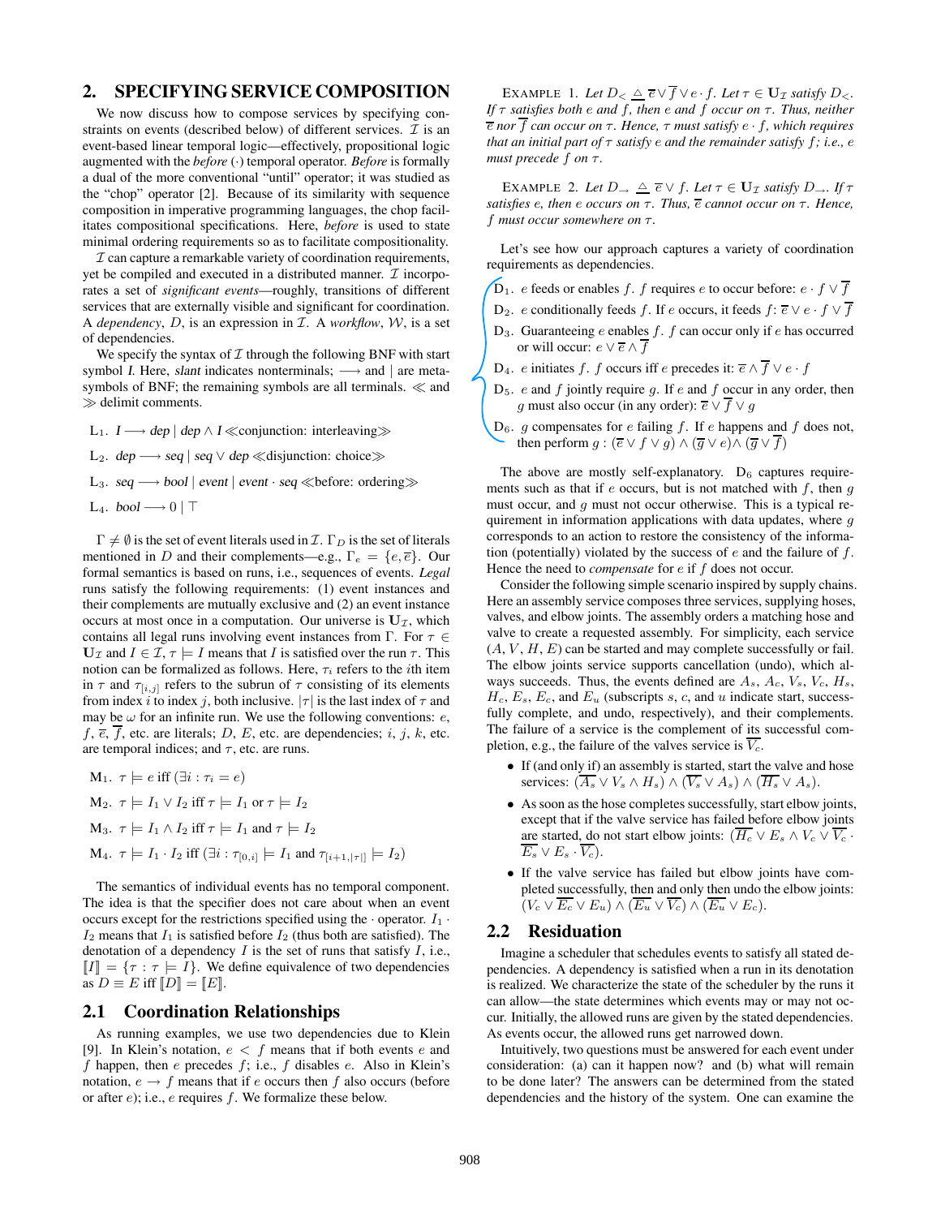## 2. SPECIFYING SERVICE COMPOSITION

We now discuss how to compose services by specifying constraints on events (described below) of different services. $\mathcal{I}$ is an event-based linear temporal logic—effectively, propositional logic augmented with the *before* ($\cdot$) temporal operator. *Before* is formally a dual of the more conventional "until" operator; it was studied as the "chop" operator [2]. Because of its similarity with sequence composition in imperative programming languages, the chop facilitates compositional specifications. Here, *before* is used to state minimal ordering requirements so as to facilitate compositionality.

$\mathcal{I}$ can capture a remarkable variety of coordination requirements, yet be compiled and executed in a distributed manner. $\mathcal{I}$ incorporates a set of *significant events*—roughly, transitions of different services that are externally visible and significant for coordination. A *dependency*, $D$, is an expression in $\mathcal{I}$. A *workflow*, $\mathcal{W}$, is a set of dependencies.

We specify the syntax of $\mathcal{I}$ through the following BNF with start symbol *I*. Here, *slant* indicates nonterminals; $\longrightarrow$ and $|$ are metasymbols of BNF; the remaining symbols are all terminals. $\ll$ and $\gg$ delimit comments.

L$_1$. $I \longrightarrow dep \mid dep \wedge I$ $\ll$conjunction: interleaving$\gg$

L$_2$. $dep \longrightarrow seq \mid seq \vee dep$ $\ll$disjunction: choice$\gg$

L$_3$. $seq \longrightarrow bool \mid event \mid event \cdot seq$ $\ll$before: ordering$\gg$

L$_4$. $bool \longrightarrow 0 \mid \top$

$\Gamma \neq \emptyset$ is the set of event literals used in $\mathcal{I}$. $\Gamma_D$ is the set of literals mentioned in $D$ and their complements—e.g., $\Gamma_e = \{e, \overline{e}\}$. Our formal semantics is based on runs, i.e., sequences of events. *Legal* runs satisfy the following requirements: (1) event instances and their complements are mutually exclusive and (2) an event instance occurs at most once in a computation. Our universe is $\mathbf{U}_\mathcal{I}$, which contains all legal runs involving event instances from $\Gamma$. For $\tau \in \mathbf{U}_\mathcal{I}$ and $I \in \mathcal{I}$, $\tau \models I$ means that $I$ is satisfied over the run $\tau$. This notion can be formalized as follows. Here, $\tau_i$ refers to the $i$th item in $\tau$ and $\tau_{[i,j]}$ refers to the subrun of $\tau$ consisting of its elements from index $i$ to index $j$, both inclusive. $|\tau|$ is the last index of $\tau$ and may be $\omega$ for an infinite run. We use the following conventions: $e$, $f$, $\overline{e}$, $\overline{f}$, etc. are literals; $D$, $E$, etc. are dependencies; $i$, $j$, $k$, etc. are temporal indices; and $\tau$, etc. are runs.

M$_1$. $\tau \models e$ iff $(\exists i : \tau_i = e)$

M$_2$. $\tau \models I_1 \vee I_2$ iff $\tau \models I_1$ or $\tau \models I_2$

M$_3$. $\tau \models I_1 \wedge I_2$ iff $\tau \models I_1$ and $\tau \models I_2$

M$_4$. $\tau \models I_1 \cdot I_2$ iff $(\exists i : \tau_{[0,i]} \models I_1$ and $\tau_{[i+1,|\tau|]} \models I_2)$

The semantics of individual events has no temporal component. The idea is that the specifier does not care about when an event occurs except for the restrictions specified using the $\cdot$ operator. $I_1 \cdot I_2$ means that $I_1$ is satisfied before $I_2$ (thus both are satisfied). The denotation of a dependency $I$ is the set of runs that satisfy $I$, i.e., $[\![I]\!] = \{\tau : \tau \models I\}$. We define equivalence of two dependencies as $D \equiv E$ iff $[\![D]\!] = [\![E]\!]$.

### 2.1 Coordination Relationships

As running examples, we use two dependencies due to Klein [9]. In Klein's notation, $e < f$ means that if both events $e$ and $f$ happen, then $e$ precedes $f$; i.e., $f$ disables $e$. Also in Klein's notation, $e \rightarrow f$ means that if $e$ occurs then $f$ also occurs (before or after $e$); i.e., $e$ requires $f$. We formalize these below.

EXAMPLE 1. *Let $D_< \triangleq \overline{e} \vee \overline{f} \vee e \cdot f$. Let $\tau \in \mathbf{U}_\mathcal{I}$ satisfy $D_<$. If $\tau$ satisfies both $e$ and $f$, then $e$ and $f$ occur on $\tau$. Thus, neither $\overline{e}$ nor $\overline{f}$ can occur on $\tau$. Hence, $\tau$ must satisfy $e \cdot f$, which requires that an initial part of $\tau$ satisfy $e$ and the remainder satisfy $f$; i.e., $e$ must precede $f$ on $\tau$.*

EXAMPLE 2. *Let $D_\rightarrow \triangleq \overline{e} \vee f$. Let $\tau \in \mathbf{U}_\mathcal{I}$ satisfy $D_\rightarrow$. If $\tau$ satisfies $e$, then $e$ occurs on $\tau$. Thus, $\overline{e}$ cannot occur on $\tau$. Hence, $f$ must occur somewhere on $\tau$.*

Let's see how our approach captures a variety of coordination requirements as dependencies.

D$_1$. $e$ feeds or enables $f$. $f$ requires $e$ to occur before: $e \cdot f \vee \overline{f}$

D$_2$. $e$ conditionally feeds $f$. If $e$ occurs, it feeds $f$: $\overline{e} \vee e \cdot f \vee \overline{f}$

D$_3$. Guaranteeing $e$ enables $f$. $f$ can occur only if $e$ has occurred or will occur: $e \vee \overline{e} \wedge \overline{f}$

D$_4$. $e$ initiates $f$. $f$ occurs iff $e$ precedes it: $\overline{e} \wedge \overline{f} \vee e \cdot f$

D$_5$. $e$ and $f$ jointly require $g$. If $e$ and $f$ occur in any order, then $g$ must also occur (in any order): $\overline{e} \vee \overline{f} \vee g$

D$_6$. $g$ compensates for $e$ failing $f$. If $e$ happens and $f$ does not, then perform $g$ : $(\overline{e} \vee f \vee g) \wedge (\overline{g} \vee e) \wedge (\overline{g} \vee \overline{f})$

The above are mostly self-explanatory. D$_6$ captures requirements such as that if $e$ occurs, but is not matched with $f$, then $g$ must occur, and $g$ must not occur otherwise. This is a typical requirement in information applications with data updates, where $g$ corresponds to an action to restore the consistency of the information (potentially) violated by the success of $e$ and the failure of $f$. Hence the need to *compensate* for $e$ if $f$ does not occur.

Consider the following simple scenario inspired by supply chains. Here an assembly service composes three services, supplying hoses, valves, and elbow joints. The assembly orders a matching hose and valve to create a requested assembly. For simplicity, each service ($A$, $V$, $H$, $E$) can be started and may complete successfully or fail. The elbow joints service supports cancellation (undo), which always succeeds. Thus, the events defined are $A_s$, $A_c$, $V_s$, $V_c$, $H_s$, $H_c$, $E_s$, $E_c$, and $E_u$ (subscripts $s$, $c$, and $u$ indicate start, successfully complete, and undo, respectively), and their complements. The failure of a service is the complement of its successful completion, e.g., the failure of the valves service is $\overline{V_c}$.

- If (and only if) an assembly is started, start the valve and hose services: $(\overline{A_s} \vee V_s \wedge H_s) \wedge (\overline{V_s} \vee A_s) \wedge (\overline{H_s} \vee A_s)$.
- As soon as the hose completes successfully, start elbow joints, except that if the valve service has failed before elbow joints are started, do not start elbow joints: $(\overline{H_c} \vee E_s \wedge V_c \vee \overline{V_c} \cdot \overline{E_s} \vee E_s \cdot \overline{V_c})$.
- If the valve service has failed but elbow joints have completed successfully, then and only then undo the elbow joints: $(V_c \vee \overline{E_c} \vee E_u) \wedge (\overline{E_u} \vee \overline{V_c}) \wedge (\overline{E_u} \vee E_c)$.

### 2.2 Residuation

Imagine a scheduler that schedules events to satisfy all stated dependencies. A dependency is satisfied when a run in its denotation is realized. We characterize the state of the scheduler by the runs it can allow—the state determines which events may or may not occur. Initially, the allowed runs are given by the stated dependencies. As events occur, the allowed runs get narrowed down.

Intuitively, two questions must be answered for each event under consideration: (a) can it happen now? and (b) what will remain to be done later? The answers can be determined from the stated dependencies and the history of the system. One can examine the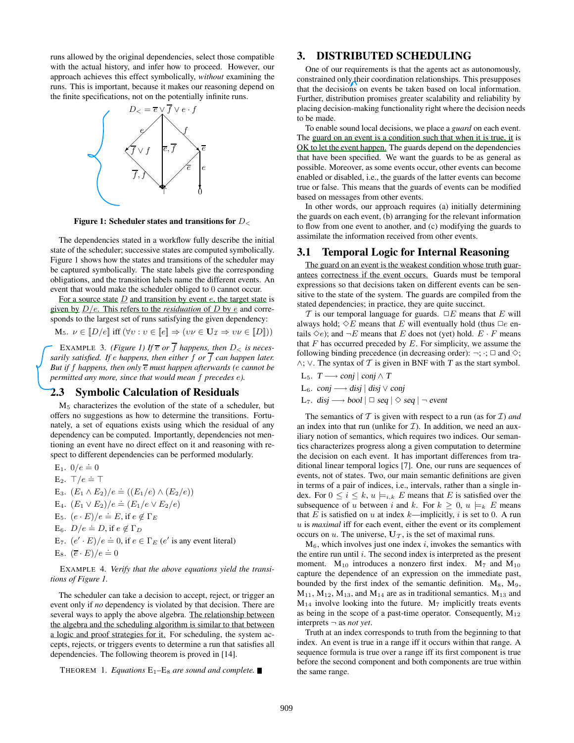runs allowed by the original dependencies, select those compatible with the actual history, and infer how to proceed. However, our approach achieves this effect symbolically, *without* examining the runs. This is important, because it makes our reasoning depend on the finite specifications, not on the potentially infinite runs.

$D_< = \overline{e} \vee \overline{f} \vee e \cdot f$

e
f
$\overline{f} \vee f$
$\overline{e}, \overline{f}$
$\overline{e}$
$\overline{e}$
e
$\overline{f}, f$
$\top$
0

**Figure 1: Scheduler states and transitions for $D_<$**

The dependencies stated in a workflow fully describe the initial state of the scheduler; successive states are computed symbolically. Figure 1 shows how the states and transitions of the scheduler may be captured symbolically. The state labels give the corresponding obligations, and the transition labels name the different events. An event that would make the scheduler obliged to 0 cannot occur.

For a source state $D$ and transition by event $e$, the target state is given by $D/e$. This refers to the *residuation* of $D$ by $e$ and corresponds to the largest set of runs satisfying the given dependency:

M$_5$. $\nu \in [\![D/e]\!]$ iff $(\forall v : v \in [\![e]\!] \Rightarrow (v\nu \in \mathbf{U}_{\mathcal{I}} \Rightarrow v\nu \in [\![D]\!]))$

EXAMPLE 3. *(Figure 1) If $\overline{e}$ or $\overline{f}$ happens, then $D_<$ is necessarily satisfied. If $e$ happens, then either $f$ or $\overline{f}$ can happen later. But if $f$ happens, then only $\overline{e}$ must happen afterwards ($e$ cannot be permitted any more, since that would mean $f$ precedes $e$).*

## 2.3 Symbolic Calculation of Residuals

M$_5$ characterizes the evolution of the state of a scheduler, but offers no suggestions as how to determine the transitions. Fortunately, a set of equations exists using which the residual of any dependency can be computed. Importantly, dependencies not mentioning an event have no direct effect on it and reasoning with respect to different dependencies can be performed modularly.

E$_1$. $0/e \doteq 0$

E$_2$. $\top/e \doteq \top$

E$_3$. $(E_1 \wedge E_2)/e \doteq ((E_1/e) \wedge (E_2/e))$

E$_4$. $(E_1 \vee E_2)/e \doteq (E_1/e \vee E_2/e)$

E$_5$. $(e \cdot E)/e \doteq E$, if $e \notin \Gamma_E$

E$_6$. $D/e \doteq D$, if $e \notin \Gamma_D$

E$_7$. $(e' \cdot E)/e \doteq 0$, if $e \in \Gamma_E$ ($e'$ is any event literal)

E$_8$. $(\overline{e} \cdot E)/e \doteq 0$

EXAMPLE 4. *Verify that the above equations yield the transitions of Figure 1.*

The scheduler can take a decision to accept, reject, or trigger an event only if *no* dependency is violated by that decision. There are several ways to apply the above algebra. The relationship between the algebra and the scheduling algorithm is similar to that between a logic and proof strategies for it. For scheduling, the system accepts, rejects, or triggers events to determine a run that satisfies all dependencies. The following theorem is proved in [14].

THEOREM 1. *Equations E$_1$–E$_8$ are sound and complete.* ■

# 3. DISTRIBUTED SCHEDULING

One of our requirements is that the agents act as autonomously, constrained only their coordination relationships. This presupposes that the decisions on events be taken based on local information. Further, distribution promises greater scalability and reliability by placing decision-making functionality right where the decision needs to be made.

To enable sound local decisions, we place a *guard* on each event. The guard on an event is a condition such that when it is true, it is OK to let the event happen. The guards depend on the dependencies that have been specified. We want the guards to be as general as possible. Moreover, as some events occur, other events can become enabled or disabled, i.e., the guards of the latter events can become true or false. This means that the guards of events can be modified based on messages from other events.

In other words, our approach requires (a) initially determining the guards on each event, (b) arranging for the relevant information to flow from one event to another, and (c) modifying the guards to assimilate the information received from other events.

## 3.1 Temporal Logic for Internal Reasoning

The guard on an event is the weakest condition whose truth guarantees correctness if the event occurs. Guards must be temporal expressions so that decisions taken on different events can be sensitive to the state of the system. The guards are compiled from the stated dependencies; in practice, they are quite succinct.

$\mathcal{T}$ is our temporal language for guards. $\Box E$ means that $E$ will always hold; $\Diamond E$ means that $E$ will eventually hold (thus $\Box e$ entails $\Diamond e$); and $\neg E$ means that $E$ does not (yet) hold. $E \cdot F$ means that $F$ has occurred preceded by $E$. For simplicity, we assume the following binding precedence (in decreasing order): $\neg$; $\cdot$; $\Box$ and $\Diamond$; $\wedge$; $\vee$. The syntax of $\mathcal{T}$ is given in BNF with $T$ as the start symbol.

L$_5$. $T \longrightarrow conj \mid conj \wedge T$

L$_6$. $conj \longrightarrow disj \mid disj \vee conj$

L$_7$. $disj \longrightarrow bool \mid \Box\ seq \mid \Diamond\ seq \mid \neg\ event$

The semantics of $\mathcal{T}$ is given with respect to a run (as for $\mathcal{I}$) *and* an index into that run (unlike for $\mathcal{I}$). In addition, we need an auxiliary notion of semantics, which requires two indices. Our semantics characterizes progress along a given computation to determine the decision on each event. It has important differences from traditional linear temporal logics [7]. One, our runs are sequences of events, not of states. Two, our main semantic definitions are given in terms of a pair of indices, i.e., intervals, rather than a single index. For $0 \leq i \leq k$, $u \models_{i,k} E$ means that $E$ is satisfied over the subsequence of $u$ between $i$ and $k$. For $k \geq 0$, $u \models_k E$ means that $E$ is satisfied on $u$ at index $k$—implicitly, $i$ is set to 0. A run $u$ is *maximal* iff for each event, either the event or its complement occurs on $u$. The universe, $\mathbf{U}_{\mathcal{T}}$, is the set of maximal runs.

M$_6$, which involves just one index $i$, invokes the semantics with the entire run until $i$. The second index is interpreted as the present moment. M$_{10}$ introduces a nonzero first index. M$_7$ and M$_{10}$ capture the dependence of an expression on the immediate past, bounded by the first index of the semantic definition. M$_8$, M$_9$, M$_{11}$, M$_{12}$, M$_{13}$, and M$_{14}$ are as in traditional semantics. M$_{13}$ and M$_{14}$ involve looking into the future. M$_7$ implicitly treats events as being in the scope of a past-time operator. Consequently, M$_{12}$ interprets $\neg$ as *not yet*.

Truth at an index corresponds to truth from the beginning to that index. An event is true in a range iff it occurs within that range. A sequence formula is true over a range iff its first component is true before the second component and both components are true within the same range.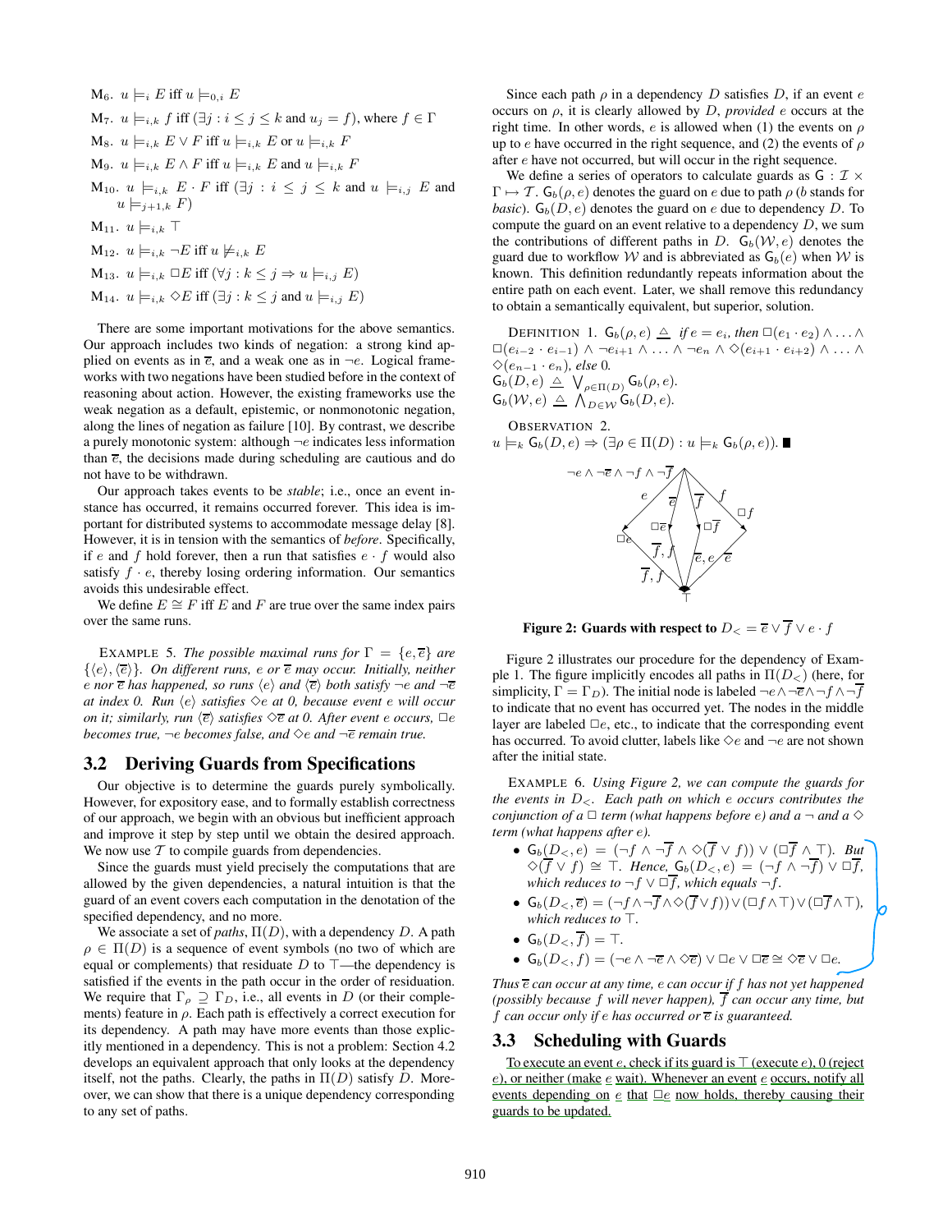M$_6$. $u \models_i E$ iff $u \models_{0,i} E$

M$_7$. $u \models_{i,k} f$ iff $(\exists j : i \leq j \leq k$ and $u_j = f)$, where $f \in \Gamma$

M$_8$. $u \models_{i,k} E \vee F$ iff $u \models_{i,k} E$ or $u \models_{i,k} F$

M$_9$. $u \models_{i,k} E \wedge F$ iff $u \models_{i,k} E$ and $u \models_{i,k} F$

M$_{10}$. $u \models_{i,k} E \cdot F$ iff $(\exists j : i \leq j \leq k$ and $u \models_{i,j} E$ and $u \models_{j+1,k} F)$

M$_{11}$. $u \models_{i,k} \top$

M$_{12}$. $u \models_{i,k} \neg E$ iff $u \not\models_{i,k} E$

M$_{13}$. $u \models_{i,k} \Box E$ iff $(\forall j : k \leq j \Rightarrow u \models_{i,j} E)$

M$_{14}$. $u \models_{i,k} \Diamond E$ iff $(\exists j : k \leq j$ and $u \models_{i,j} E)$

There are some important motivations for the above semantics. Our approach includes two kinds of negation: a strong kind applied on events as in $\overline{e}$, and a weak one as in $\neg e$. Logical frameworks with two negations have been studied before in the context of reasoning about action. However, the existing frameworks use the weak negation as a default, epistemic, or nonmonotonic negation, along the lines of negation as failure [10]. By contrast, we describe a purely monotonic system: although $\neg e$ indicates less information than $\overline{e}$, the decisions made during scheduling are cautious and do not have to be withdrawn.

Our approach takes events to be *stable*; i.e., once an event instance has occurred, it remains occurred forever. This idea is important for distributed systems to accommodate message delay [8]. However, it is in tension with the semantics of *before*. Specifically, if $e$ and $f$ hold forever, then a run that satisfies $e \cdot f$ would also satisfy $f \cdot e$, thereby losing ordering information. Our semantics avoids this undesirable effect.

We define $E \cong F$ iff $E$ and $F$ are true over the same index pairs over the same runs.

Example 5. *The possible maximal runs for $\Gamma = \{e, \overline{e}\}$ are $\{\langle e \rangle, \langle \overline{e} \rangle\}$. On different runs, $e$ or $\overline{e}$ may occur. Initially, neither $e$ nor $\overline{e}$ has happened, so runs $\langle e \rangle$ and $\langle \overline{e} \rangle$ both satisfy $\neg e$ and $\neg \overline{e}$ at index 0. Run $\langle e \rangle$ satisfies $\Diamond e$ at 0, because event $e$ will occur on it; similarly, run $\langle \overline{e} \rangle$ satisfies $\Diamond \overline{e}$ at 0. After event $e$ occurs, $\Box e$ becomes true, $\neg e$ becomes false, and $\Diamond e$ and $\neg \overline{e}$ remain true.*

## 3.2 Deriving Guards from Specifications

Our objective is to determine the guards purely symbolically. However, for expository ease, and to formally establish correctness of our approach, we begin with an obvious but inefficient approach and improve it step by step until we obtain the desired approach. We now use $\mathcal{T}$ to compile guards from dependencies.

Since the guards must yield precisely the computations that are allowed by the given dependencies, a natural intuition is that the guard of an event covers each computation in the denotation of the specified dependency, and no more.

We associate a set of *paths*, $\Pi(D)$, with a dependency $D$. A path $\rho \in \Pi(D)$ is a sequence of event symbols (no two of which are equal or complements) that residuate $D$ to $\top$—the dependency is satisfied if the events in the path occur in the order of residuation. We require that $\Gamma_\rho \supseteq \Gamma_D$, i.e., all events in $D$ (or their complements) feature in $\rho$. Each path is effectively a correct execution for its dependency. A path may have more events than those explicitly mentioned in a dependency. This is not a problem: Section 4.2 develops an equivalent approach that only looks at the dependency itself, not the paths. Clearly, the paths in $\Pi(D)$ satisfy $D$. Moreover, we can show that there is a unique dependency corresponding to any set of paths.

Since each path $\rho$ in a dependency $D$ satisfies $D$, if an event $e$ occurs on $\rho$, it is clearly allowed by $D$, *provided* $e$ occurs at the right time. In other words, $e$ is allowed when (1) the events on $\rho$ up to $e$ have occurred in the right sequence, and (2) the events of $\rho$ after $e$ have not occurred, but will occur in the right sequence.

We define a series of operators to calculate guards as $\mathsf{G} : \mathcal{I} \times \Gamma \mapsto \mathcal{T}$. $\mathsf{G}_b(\rho, e)$ denotes the guard on $e$ due to path $\rho$ ($b$ stands for *basic*). $\mathsf{G}_b(D, e)$ denotes the guard on $e$ due to dependency $D$. To compute the guard on an event relative to a dependency $D$, we sum the contributions of different paths in $D$. $\mathsf{G}_b(\mathcal{W}, e)$ denotes the guard due to workflow $\mathcal{W}$ and is abbreviated as $\mathsf{G}_b(e)$ when $\mathcal{W}$ is known. This definition redundantly repeats information about the entire path on each event. Later, we shall remove this redundancy to obtain a semantically equivalent, but superior, solution.

Definition 1. $\mathsf{G}_b(\rho, e) \triangleq$ *if $e = e_i$, then $\Box(e_1 \cdot e_2) \wedge \ldots \wedge \Box(e_{i-2} \cdot e_{i-1}) \wedge \neg e_{i+1} \wedge \ldots \wedge \neg e_n \wedge \Diamond(e_{i+1} \cdot e_{i+2}) \wedge \ldots \wedge \Diamond(e_{n-1} \cdot e_n)$, else 0.*
$\mathsf{G}_b(D, e) \triangleq \bigvee_{\rho \in \Pi(D)} \mathsf{G}_b(\rho, e)$.
$\mathsf{G}_b(\mathcal{W}, e) \triangleq \bigwedge_{D \in \mathcal{W}} \mathsf{G}_b(D, e)$.

Observation 2.
$u \models_k \mathsf{G}_b(D, e) \Rightarrow (\exists \rho \in \Pi(D) : u \models_k \mathsf{G}_b(\rho, e))$. ∎

**Figure 2: Guards with respect to $D_< = \overline{e} \vee \overline{f} \vee e \cdot f$**

Figure 2 illustrates our procedure for the dependency of Example 1. The figure implicitly encodes all paths in $\Pi(D_<)$ (here, for simplicity, $\Gamma = \Gamma_D$). The initial node is labeled $\neg e \wedge \neg \overline{e} \wedge \neg f \wedge \neg \overline{f}$ to indicate that no event has occurred yet. The nodes in the middle layer are labeled $\Box e$, etc., to indicate that the corresponding event has occurred. To avoid clutter, labels like $\Diamond e$ and $\neg e$ are not shown after the initial state.

Example 6. *Using Figure 2, we can compute the guards for the events in $D_<$. Each path on which $e$ occurs contributes the conjunction of a $\Box$ term (what happens before $e$) and a $\neg$ and a $\Diamond$ term (what happens after $e$).*

- *$\mathsf{G}_b(D_<, e) = (\neg f \wedge \neg \overline{f} \wedge \Diamond(\overline{f} \vee f)) \vee (\Box \overline{f} \wedge \top)$. But $\Diamond(\overline{f} \vee f) \cong \top$. Hence, $\mathsf{G}_b(D_<, e) = (\neg f \wedge \neg \overline{f}) \vee \Box \overline{f}$, which reduces to $\neg f \vee \Box \overline{f}$, which equals $\neg f$.*
- *$\mathsf{G}_b(D_<, \overline{e}) = (\neg f \wedge \neg \overline{f} \wedge \Diamond(\overline{f} \vee f)) \vee (\Box f \wedge \top) \vee (\Box \overline{f} \wedge \top)$, which reduces to $\top$.*
- *$\mathsf{G}_b(D_<, \overline{f}) = \top$.*
- *$\mathsf{G}_b(D_<, f) = (\neg e \wedge \neg \overline{e} \wedge \Diamond \overline{e}) \vee \Box e \vee \Box \overline{e} \cong \Diamond \overline{e} \vee \Box e$.*

*Thus $\overline{e}$ can occur at any time, $e$ can occur if $f$ has not yet happened (possibly because $f$ will never happen), $\overline{f}$ can occur any time, but $f$ can occur only if $e$ has occurred or $\overline{e}$ is guaranteed.*

## 3.3 Scheduling with Guards

To execute an event $e$, check if its guard is $\top$ (execute $e$), 0 (reject $e$), or neither (make $e$ wait). Whenever an event $e$ occurs, notify all events depending on $e$ that $\Box e$ now holds, thereby causing their guards to be updated.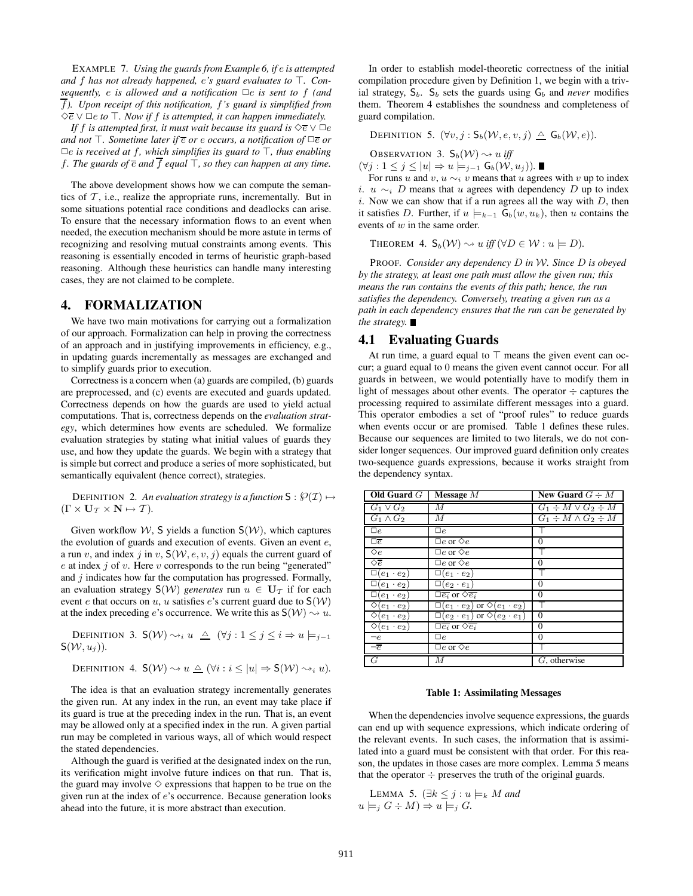EXAMPLE 7. *Using the guards from Example 6, if $e$ is attempted and $f$ has not already happened, $e$'s guard evaluates to $\top$. Consequently, $e$ is allowed and a notification $\Box e$ is sent to $f$ (and $\overline{f}$). Upon receipt of this notification, $f$'s guard is simplified from $\Diamond\overline{e} \vee \Box e$ to $\top$. Now if $f$ is attempted, it can happen immediately.*

*If $f$ is attempted first, it must wait because its guard is $\Diamond\overline{e} \vee \Box e$ and not $\top$. Sometime later if $\overline{e}$ or $e$ occurs, a notification of $\Box\overline{e}$ or $\Box e$ is received at $f$, which simplifies its guard to $\top$, thus enabling $f$. The guards of $\overline{e}$ and $\overline{f}$ equal $\top$, so they can happen at any time.*

The above development shows how we can compute the semantics of $\mathcal{T}$, i.e., realize the appropriate runs, incrementally. But in some situations potential race conditions and deadlocks can arise. To ensure that the necessary information flows to an event when needed, the execution mechanism should be more astute in terms of recognizing and resolving mutual constraints among events. This reasoning is essentially encoded in terms of heuristic graph-based reasoning. Although these heuristics can handle many interesting cases, they are not claimed to be complete.

## 4. FORMALIZATION

We have two main motivations for carrying out a formalization of our approach. Formalization can help in proving the correctness of an approach and in justifying improvements in efficiency, e.g., in updating guards incrementally as messages are exchanged and to simplify guards prior to execution.

Correctness is a concern when (a) guards are compiled, (b) guards are preprocessed, and (c) events are executed and guards updated. Correctness depends on how the guards are used to yield actual computations. That is, correctness depends on the *evaluation strategy*, which determines how events are scheduled. We formalize evaluation strategies by stating what initial values of guards they use, and how they update the guards. We begin with a strategy that is simple but correct and produce a series of more sophisticated, but semantically equivalent (hence correct), strategies.

DEFINITION 2. *An evaluation strategy is a function $\mathsf{S} : \wp(\mathcal{I}) \mapsto (\Gamma \times \mathbf{U}_{\mathcal{T}} \times \mathbf{N} \mapsto \mathcal{T})$.*

Given workflow $\mathcal{W}$, $\mathsf{S}$ yields a function $\mathsf{S}(\mathcal{W})$, which captures the evolution of guards and execution of events. Given an event $e$, a run $v$, and index $j$ in $v$, $\mathsf{S}(\mathcal{W}, e, v, j)$ equals the current guard of $e$ at index $j$ of $v$. Here $v$ corresponds to the run being "generated" and $j$ indicates how far the computation has progressed. Formally, an evaluation strategy $\mathsf{S}(\mathcal{W})$ *generates* run $u \in \mathbf{U}_{\mathcal{T}}$ if for each event $e$ that occurs on $u$, $u$ satisfies $e$'s current guard due to $\mathsf{S}(\mathcal{W})$ at the index preceding $e$'s occurrence. We write this as $\mathsf{S}(\mathcal{W}) \leadsto u$.

DEFINITION 3. $\mathsf{S}(\mathcal{W}) \leadsto_i u \triangleq (\forall j : 1 \leq j \leq i \Rightarrow u \models_{j-1} \mathsf{S}(\mathcal{W}, u_j))$.

DEFINITION 4. $\mathsf{S}(\mathcal{W}) \leadsto u \triangleq (\forall i : i \leq |u| \Rightarrow \mathsf{S}(\mathcal{W}) \leadsto_i u)$.

The idea is that an evaluation strategy incrementally generates the given run. At any index in the run, an event may take place if its guard is true at the preceding index in the run. That is, an event may be allowed only at a specified index in the run. A given partial run may be completed in various ways, all of which would respect the stated dependencies.

Although the guard is verified at the designated index on the run, its verification might involve future indices on that run. That is, the guard may involve $\Diamond$ expressions that happen to be true on the given run at the index of $e$'s occurrence. Because generation looks ahead into the future, it is more abstract than execution.

In order to establish model-theoretic correctness of the initial compilation procedure given by Definition 1, we begin with a trivial strategy, $\mathsf{S}_b$. $\mathsf{S}_b$ sets the guards using $\mathsf{G}_b$ and *never* modifies them. Theorem 4 establishes the soundness and completeness of guard compilation.

DEFINITION 5. $(\forall v, j : \mathsf{S}_b(\mathcal{W}, e, v, j) \triangleq \mathsf{G}_b(\mathcal{W}, e))$.

OBSERVATION 3. *$\mathsf{S}_b(\mathcal{W}) \leadsto u$ iff $(\forall j : 1 \leq j \leq |u| \Rightarrow u \models_{j-1} \mathsf{G}_b(\mathcal{W}, u_j))$.* ∎

For runs $u$ and $v$, $u \sim_i v$ means that $u$ agrees with $v$ up to index $i$. $u \sim_i D$ means that $u$ agrees with dependency $D$ up to index $i$. Now we can show that if a run agrees all the way with $D$, then it satisfies $D$. Further, if $u \models_{k-1} \mathsf{G}_b(w, u_k)$, then $u$ contains the events of $w$ in the same order.

THEOREM 4. $\mathsf{S}_b(\mathcal{W}) \leadsto u$ *iff* $(\forall D \in \mathcal{W} : u \models D)$.

PROOF. *Consider any dependency $D$ in $\mathcal{W}$. Since $D$ is obeyed by the strategy, at least one path must allow the given run; this means the run contains the events of this path; hence, the run satisfies the dependency. Conversely, treating a given run as a path in each dependency ensures that the run can be generated by the strategy.* ∎

### 4.1 Evaluating Guards

At run time, a guard equal to $\top$ means the given event can occur; a guard equal to $0$ means the given event cannot occur. For all guards in between, we would potentially have to modify them in light of messages about other events. The operator $\div$ captures the processing required to assimilate different messages into a guard. This operator embodies a set of "proof rules" to reduce guards when events occur or are promised. Table 1 defines these rules. Because our sequences are limited to two literals, we do not consider longer sequences. Our improved guard definition only creates two-sequence guards expressions, because it works straight from the dependency syntax.

| Old Guard $G$ | Message $M$ | New Guard $G \div M$ |
|---|---|---|
| $G_1 \vee G_2$ | $M$ | $G_1 \div M \vee G_2 \div M$ |
| $G_1 \wedge G_2$ | $M$ | $G_1 \div M \wedge G_2 \div M$ |
| $\Box e$ | $\Box e$ | $\top$ |
| $\Box\overline{e}$ | $\Box e$ or $\Diamond e$ | $0$ |
| $\Diamond e$ | $\Box e$ or $\Diamond e$ | $\top$ |
| $\Diamond\overline{e}$ | $\Box e$ or $\Diamond e$ | $0$ |
| $\Box(e_1 \cdot e_2)$ | $\Box(e_1 \cdot e_2)$ | $\top$ |
| $\Box(e_1 \cdot e_2)$ | $\Box(e_2 \cdot e_1)$ | $0$ |
| $\Box(e_1 \cdot e_2)$ | $\Box\overline{e_i}$ or $\Diamond\overline{e_i}$ | $0$ |
| $\Diamond(e_1 \cdot e_2)$ | $\Box(e_1 \cdot e_2)$ or $\Diamond(e_1 \cdot e_2)$ | $\top$ |
| $\Diamond(e_1 \cdot e_2)$ | $\Box(e_2 \cdot e_1)$ or $\Diamond(e_2 \cdot e_1)$ | $0$ |
| $\Diamond(e_1 \cdot e_2)$ | $\Box\overline{e_i}$ or $\Diamond\overline{e_i}$ | $0$ |
| $\neg e$ | $\Box e$ | $0$ |
| $\neg\overline{e}$ | $\Box e$ or $\Diamond e$ | $\top$ |
| $G$ | $M$ | $G$, otherwise |

**Table 1: Assimilating Messages**

When the dependencies involve sequence expressions, the guards can end up with sequence expressions, which indicate ordering of the relevant events. In such cases, the information that is assimilated into a guard must be consistent with that order. For this reason, the updates in those cases are more complex. Lemma 5 means that the operator $\div$ preserves the truth of the original guards.

LEMMA 5. $(\exists k \leq j : u \models_k M$ *and* $u \models_j G \div M) \Rightarrow u \models_j G$.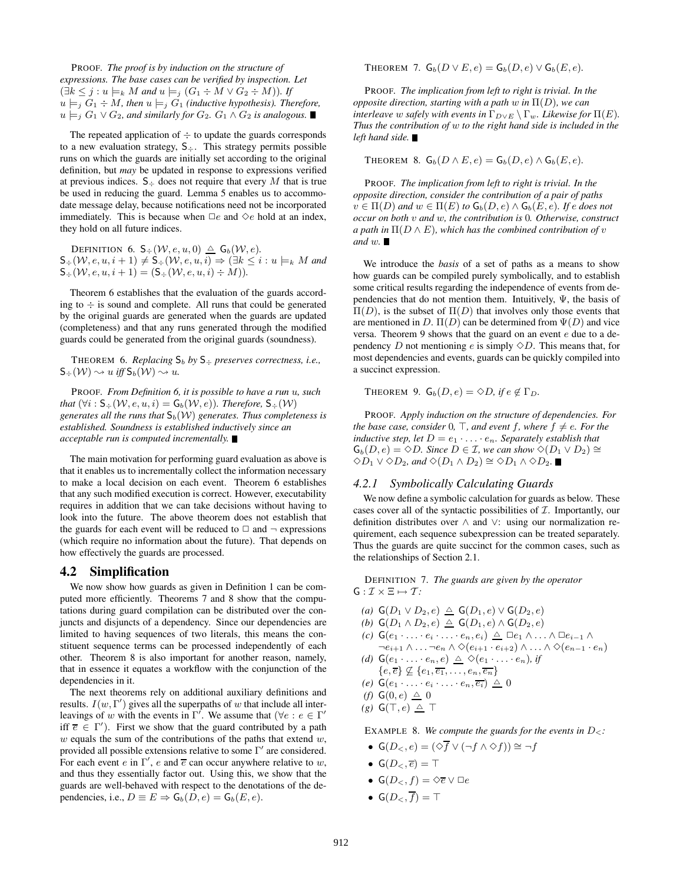PROOF. *The proof is by induction on the structure of expressions. The base cases can be verified by inspection. Let* $(\exists k \leq j : u \models_k M$ *and* $u \models_j (G_1 \div M \vee G_2 \div M))$. *If* $u \models_j G_1 \div M$, *then* $u \models_j G_1$ *(inductive hypothesis). Therefore,* $u \models_j G_1 \vee G_2$, *and similarly for* $G_2$. $G_1 \wedge G_2$ *is analogous.* ■

The repeated application of $\div$ to update the guards corresponds to a new evaluation strategy, $\mathsf{S}_\div$. This strategy permits possible runs on which the guards are initially set according to the original definition, but *may* be updated in response to expressions verified at previous indices. $\mathsf{S}_\div$ does not require that every $M$ that is true be used in reducing the guard. Lemma 5 enables us to accommodate message delay, because notifications need not be incorporated immediately. This is because when $\Box e$ and $\Diamond e$ hold at an index, they hold on all future indices.

DEFINITION 6. $\mathsf{S}_\div(\mathcal{W}, e, u, 0) \triangleq \mathsf{G}_b(\mathcal{W}, e)$.
$\mathsf{S}_\div(\mathcal{W}, e, u, i+1) \neq \mathsf{S}_\div(\mathcal{W}, e, u, i) \Rightarrow (\exists k \leq i : u \models_k M$ *and* $\mathsf{S}_\div(\mathcal{W}, e, u, i+1) = (\mathsf{S}_\div(\mathcal{W}, e, u, i) \div M))$.

Theorem 6 establishes that the evaluation of the guards according to $\div$ is sound and complete. All runs that could be generated by the original guards are generated when the guards are updated (completeness) and that any runs generated through the modified guards could be generated from the original guards (soundness).

THEOREM 6. *Replacing* $\mathsf{S}_b$ *by* $\mathsf{S}_\div$ *preserves correctness, i.e.,* $\mathsf{S}_\div(\mathcal{W}) \rightsquigarrow u$ *iff* $\mathsf{S}_b(\mathcal{W}) \rightsquigarrow u$.

PROOF. *From Definition 6, it is possible to have a run* $u$, *such that* $(\forall i : \mathsf{S}_\div(\mathcal{W}, e, u, i) = \mathsf{G}_b(\mathcal{W}, e))$. *Therefore,* $\mathsf{S}_\div(\mathcal{W})$ *generates all the runs that* $\mathsf{S}_b(\mathcal{W})$ *generates. Thus completeness is established. Soundness is established inductively since an acceptable run is computed incrementally.* ■

The main motivation for performing guard evaluation as above is that it enables us to incrementally collect the information necessary to make a local decision on each event. Theorem 6 establishes that any such modified execution is correct. However, executability requires in addition that we can take decisions without having to look into the future. The above theorem does not establish that the guards for each event will be reduced to $\Box$ and $\neg$ expressions (which require no information about the future). That depends on how effectively the guards are processed.

## 4.2 Simplification

We now show how guards as given in Definition 1 can be computed more efficiently. Theorems 7 and 8 show that the computations during guard compilation can be distributed over the conjuncts and disjuncts of a dependency. Since our dependencies are limited to having sequences of two literals, this means the constituent sequence terms can be processed independently of each other. Theorem 8 is also important for another reason, namely, that in essence it equates a workflow with the conjunction of the dependencies in it.

The next theorems rely on additional auxiliary definitions and results. $I(w, \Gamma')$ gives all the superpaths of $w$ that include all interleavings of $w$ with the events in $\Gamma'$. We assume that $(\forall e : e \in \Gamma'$ iff $\overline{e} \in \Gamma')$. First we show that the guard contributed by a path $w$ equals the sum of the contributions of the paths that extend $w$, provided all possible extensions relative to some $\Gamma'$ are considered. For each event $e$ in $\Gamma'$, $e$ and $\overline{e}$ can occur anywhere relative to $w$, and thus they essentially factor out. Using this, we show that the guards are well-behaved with respect to the denotations of the dependencies, i.e., $D \equiv E \Rightarrow \mathsf{G}_b(D, e) = \mathsf{G}_b(E, e)$.

THEOREM 7. $\mathsf{G}_b(D \vee E, e) = \mathsf{G}_b(D, e) \vee \mathsf{G}_b(E, e)$.

PROOF. *The implication from left to right is trivial. In the opposite direction, starting with a path* $w$ *in* $\Pi(D)$, *we can interleave* $w$ *safely with events in* $\Gamma_{D \vee E} \setminus \Gamma_w$. *Likewise for* $\Pi(E)$. *Thus the contribution of* $w$ *to the right hand side is included in the left hand side.* ■

THEOREM 8. $\mathsf{G}_b(D \wedge E, e) = \mathsf{G}_b(D, e) \wedge \mathsf{G}_b(E, e)$.

PROOF. *The implication from left to right is trivial. In the opposite direction, consider the contribution of a pair of paths* $v \in \Pi(D)$ *and* $w \in \Pi(E)$ *to* $\mathsf{G}_b(D, e) \wedge \mathsf{G}_b(E, e)$. *If* $e$ *does not occur on both* $v$ *and* $w$, *the contribution is* 0. *Otherwise, construct a path in* $\Pi(D \wedge E)$, *which has the combined contribution of* $v$ *and* $w$. ■

We introduce the *basis* of a set of paths as a means to show how guards can be compiled purely symbolically, and to establish some critical results regarding the independence of events from dependencies that do not mention them. Intuitively, $\Psi$, the basis of $\Pi(D)$, is the subset of $\Pi(D)$ that involves only those events that are mentioned in $D$. $\Pi(D)$ can be determined from $\Psi(D)$ and vice versa. Theorem 9 shows that the guard on an event $e$ due to a dependency $D$ not mentioning $e$ is simply $\Diamond D$. This means that, for most dependencies and events, guards can be quickly compiled into a succinct expression.

THEOREM 9. $\mathsf{G}_b(D, e) = \Diamond D$, *if* $e \notin \Gamma_D$.

PROOF. *Apply induction on the structure of dependencies. For the base case, consider* 0, $\top$, *and event* $f$, *where* $f \neq e$. *For the inductive step, let* $D = e_1 \cdot \ldots \cdot e_n$. *Separately establish that* $\mathsf{G}_b(D, e) = \Diamond D$. *Since* $D \in \mathcal{I}$, *we can show* $\Diamond(D_1 \vee D_2) \cong \Diamond D_1 \vee \Diamond D_2$, *and* $\Diamond(D_1 \wedge D_2) \cong \Diamond D_1 \wedge \Diamond D_2$. ■

### 4.2.1 Symbolically Calculating Guards

We now define a symbolic calculation for guards as below. These cases cover all of the syntactic possibilities of $\mathcal{I}$. Importantly, our definition distributes over $\wedge$ and $\vee$: using our normalization requirement, each sequence subexpression can be treated separately. Thus the guards are quite succinct for the common cases, such as the relationships of Section 2.1.

DEFINITION 7. *The guards are given by the operator* $\mathsf{G} : \mathcal{I} \times \Xi \mapsto \mathcal{T}$:

- *(a)* $\mathsf{G}(D_1 \vee D_2, e) \triangleq \mathsf{G}(D_1, e) \vee \mathsf{G}(D_2, e)$
- *(b)* $\mathsf{G}(D_1 \wedge D_2, e) \triangleq \mathsf{G}(D_1, e) \wedge \mathsf{G}(D_2, e)$
- *(c)* $\mathsf{G}(e_1 \cdot \ldots \cdot e_i \cdot \ldots \cdot e_n, e_i) \triangleq \Box e_1 \wedge \ldots \wedge \Box e_{i-1} \wedge \neg e_{i+1} \wedge \ldots \neg e_n \wedge \Diamond(e_{i+1} \cdot e_{i+2}) \wedge \ldots \wedge \Diamond(e_{n-1} \cdot e_n)$
- *(d)* $\mathsf{G}(e_1 \cdot \ldots \cdot e_n, e) \triangleq \Diamond(e_1 \cdot \ldots \cdot e_n)$, *if* $\{e, \overline{e}\} \not\subseteq \{e_1, \overline{e_1}, \ldots, e_n, \overline{e_n}\}$
- *(e)* $\mathsf{G}(e_1 \cdot \ldots \cdot e_i \cdot \ldots \cdot e_n, \overline{e_i}) \triangleq 0$
- *(f)* $\mathsf{G}(0, e) \triangleq 0$
- *(g)* $\mathsf{G}(\top, e) \triangleq \top$

EXAMPLE 8. *We compute the guards for the events in* $D_<$:

- $\mathsf{G}(D_<, e) = (\Diamond \overline{f} \vee (\neg f \wedge \Diamond f)) \cong \neg f$
- $\mathsf{G}(D_<, \overline{e}) = \top$
- $\mathsf{G}(D_<, f) = \Diamond \overline{e} \vee \Box e$
- $\mathsf{G}(D_<, \overline{f}) = \top$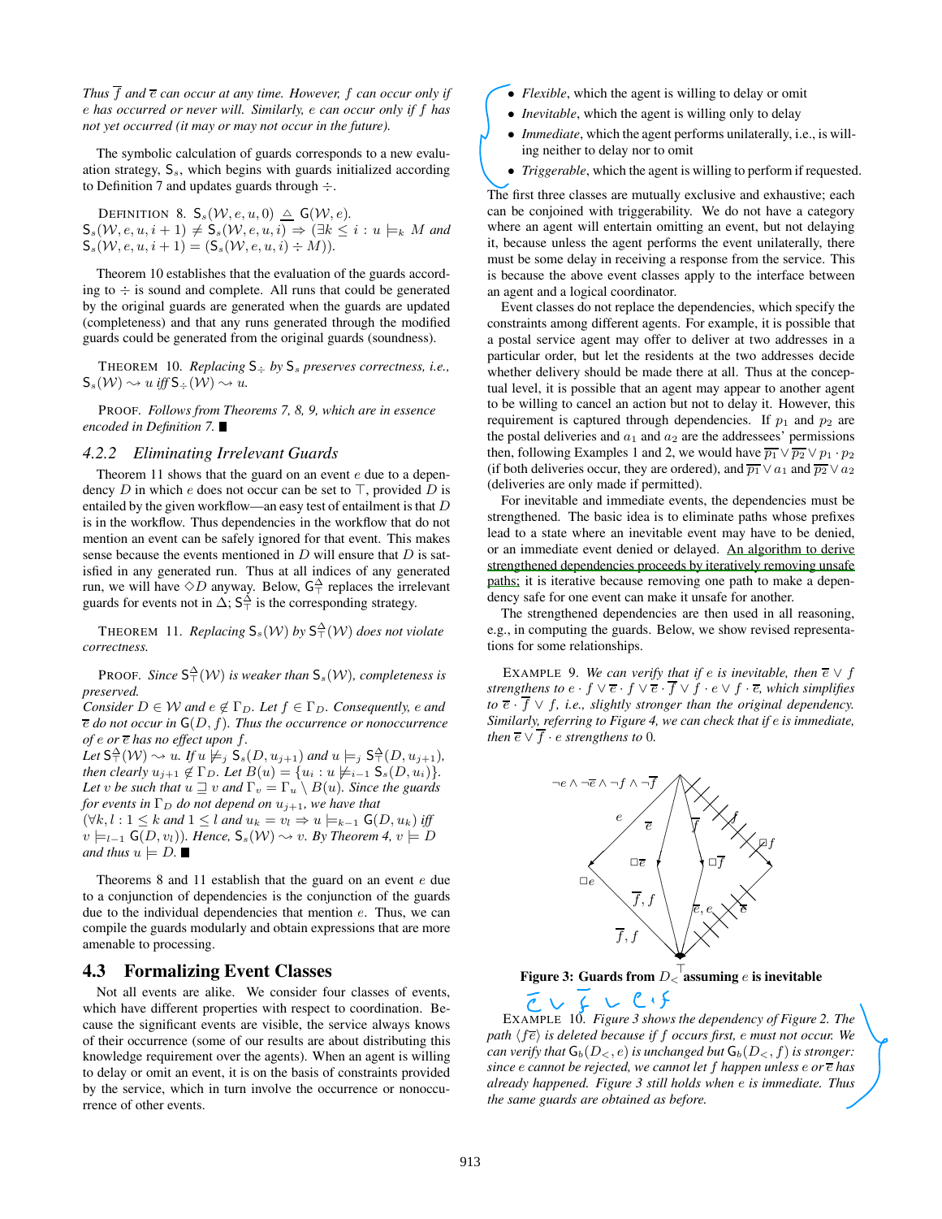*Thus $\overline{f}$ and $\overline{e}$ can occur at any time. However, $f$ can occur only if $e$ has occurred or never will. Similarly, $e$ can occur only if $f$ has not yet occurred (it may or may not occur in the future).*

The symbolic calculation of guards corresponds to a new evaluation strategy, $\mathsf{S}_s$, which begins with guards initialized according to Definition 7 and updates guards through $\div$.

DEFINITION 8. $\mathsf{S}_s(\mathcal{W}, e, u, 0) \triangleq \mathsf{G}(\mathcal{W}, e)$. $\mathsf{S}_s(\mathcal{W}, e, u, i+1) \neq \mathsf{S}_s(\mathcal{W}, e, u, i) \Rightarrow (\exists k \leq i : u \models_k M$ *and* $\mathsf{S}_s(\mathcal{W}, e, u, i+1) = (\mathsf{S}_s(\mathcal{W}, e, u, i) \div M))$.

Theorem 10 establishes that the evaluation of the guards according to $\div$ is sound and complete. All runs that could be generated by the original guards are generated when the guards are updated (completeness) and that any runs generated through the modified guards could be generated from the original guards (soundness).

THEOREM 10. *Replacing $\mathsf{S}_\div$ by $\mathsf{S}_s$ preserves correctness, i.e., $\mathsf{S}_s(\mathcal{W}) \rightsquigarrow u$ iff $\mathsf{S}_\div(\mathcal{W}) \rightsquigarrow u$.*

PROOF. *Follows from Theorems 7, 8, 9, which are in essence encoded in Definition 7.* ∎

### 4.2.2 Eliminating Irrelevant Guards

Theorem 11 shows that the guard on an event $e$ due to a dependency $D$ in which $e$ does not occur can be set to $\top$, provided $D$ is entailed by the given workflow—an easy test of entailment is that $D$ is in the workflow. Thus dependencies in the workflow that do not mention an event can be safely ignored for that event. This makes sense because the events mentioned in $D$ will ensure that $D$ is satisfied in any generated run. Thus at all indices of any generated run, we will have $\Diamond D$ anyway. Below, $\mathsf{G}^\Delta_\top$ replaces the irrelevant guards for events not in $\Delta$; $\mathsf{S}^\Delta_\top$ is the corresponding strategy.

THEOREM 11. *Replacing $\mathsf{S}_s(\mathcal{W})$ by $\mathsf{S}^\Delta_\top(\mathcal{W})$ does not violate correctness.*

PROOF. *Since $\mathsf{S}^\Delta_\top(\mathcal{W})$ is weaker than $\mathsf{S}_s(\mathcal{W})$, completeness is preserved.*
*Consider $D \in \mathcal{W}$ and $e \notin \Gamma_D$. Let $f \in \Gamma_D$. Consequently, $e$ and $\overline{e}$ do not occur in $\mathsf{G}(D, f)$. Thus the occurrence or nonoccurrence of $e$ or $\overline{e}$ has no effect upon $f$.*
*Let $\mathsf{S}^\Delta_\top(\mathcal{W}) \rightsquigarrow u$. If $u \not\models_j \mathsf{S}_s(D, u_{j+1})$ and $u \models_j \mathsf{S}^\Delta_\top(D, u_{j+1})$, then clearly $u_{j+1} \notin \Gamma_D$. Let $B(u) = \{u_i : u \not\models_{i-1} \mathsf{S}_s(D, u_i)\}$. Let $v$ be such that $u \sqsupseteq v$ and $\Gamma_v = \Gamma_u \setminus B(u)$. Since the guards for events in $\Gamma_D$ do not depend on $u_{j+1}$, we have that $(\forall k, l : 1 \leq k$ and $1 \leq l$ and $u_k = v_l \Rightarrow u \models_{k-1} \mathsf{G}(D, u_k)$ iff $v \models_{l-1} \mathsf{G}(D, v_l))$. Hence, $\mathsf{S}_s(\mathcal{W}) \rightsquigarrow v$. By Theorem 4, $v \models D$ and thus $u \models D$.* ∎

Theorems 8 and 11 establish that the guard on an event $e$ due to a conjunction of dependencies is the conjunction of the guards due to the individual dependencies that mention $e$. Thus, we can compile the guards modularly and obtain expressions that are more amenable to processing.

## 4.3 Formalizing Event Classes

Not all events are alike. We consider four classes of events, which have different properties with respect to coordination. Because the significant events are visible, the service always knows of their occurrence (some of our results are about distributing this knowledge requirement over the agents). When an agent is willing to delay or omit an event, it is on the basis of constraints provided by the service, which in turn involve the occurrence or nonoccurrence of other events.

- *Flexible*, which the agent is willing to delay or omit
- *Inevitable*, which the agent is willing only to delay
- *Immediate*, which the agent performs unilaterally, i.e., is willing neither to delay nor to omit
- *Triggerable*, which the agent is willing to perform if requested.

The first three classes are mutually exclusive and exhaustive; each can be conjoined with triggerability. We do not have a category where an agent will entertain omitting an event, but not delaying it, because unless the agent performs the event unilaterally, there must be some delay in receiving a response from the service. This is because the above event classes apply to the interface between an agent and a logical coordinator.

Event classes do not replace the dependencies, which specify the constraints among different agents. For example, it is possible that a postal service agent may offer to deliver at two addresses in a particular order, but let the residents at the two addresses decide whether delivery should be made there at all. Thus at the conceptual level, it is possible that an agent may appear to another agent to be willing to cancel an action but not to delay it. However, this requirement is captured through dependencies. If $p_1$ and $p_2$ are the postal deliveries and $a_1$ and $a_2$ are the addressees' permissions then, following Examples 1 and 2, we would have $\overline{p_1} \vee \overline{p_2} \vee p_1 \cdot p_2$ (if both deliveries occur, they are ordered), and $\overline{p_1} \vee a_1$ and $\overline{p_2} \vee a_2$ (deliveries are only made if permitted).

For inevitable and immediate events, the dependencies must be strengthened. The basic idea is to eliminate paths whose prefixes lead to a state where an inevitable event may have to be denied, or an immediate event denied or delayed. An algorithm to derive strengthened dependencies proceeds by iteratively removing unsafe paths; it is iterative because removing one path to make a dependency safe for one event can make it unsafe for another.

The strengthened dependencies are then used in all reasoning, e.g., in computing the guards. Below, we show revised representations for some relationships.

EXAMPLE 9. *We can verify that if $e$ is inevitable, then $\overline{e} \vee f$ strengthens to $e \cdot f \vee \overline{e} \cdot f \vee \overline{e} \cdot \overline{f} \vee f \cdot e \vee f \cdot \overline{e}$, which simplifies to $\overline{e} \cdot \overline{f} \vee f$, i.e., slightly stronger than the original dependency. Similarly, referring to Figure 4, we can check that if $e$ is immediate, then $\overline{e} \vee \overline{f} \cdot e$ strengthens to 0.*

$\neg e \wedge \neg\overline{e} \wedge \neg f \wedge \neg\overline{f}$

$e$

$\overline{e}$

$\overline{f}$

$f$

$\Box\overline{e}$

$\Box\overline{f}$

$\Box f$

$\Box e$

$\overline{f}, f$

$\overline{e}, e$

$\overline{e}$

$\overline{f}, f$

**Figure 3: Guards from $D_<^\top$ assuming $e$ is inevitable**

EXAMPLE 10. *Figure 3 shows the dependency of Figure 2. The path $\langle f\overline{e}\rangle$ is deleted because if $f$ occurs first, $e$ must not occur. We can verify that $\mathsf{G}_b(D_<, e)$ is unchanged but $\mathsf{G}_b(D_<, f)$ is stronger: since $e$ cannot be rejected, we cannot let $f$ happen unless $e$ or $\overline{e}$ has already happened. Figure 3 still holds when $e$ is immediate. Thus the same guards are obtained as before.*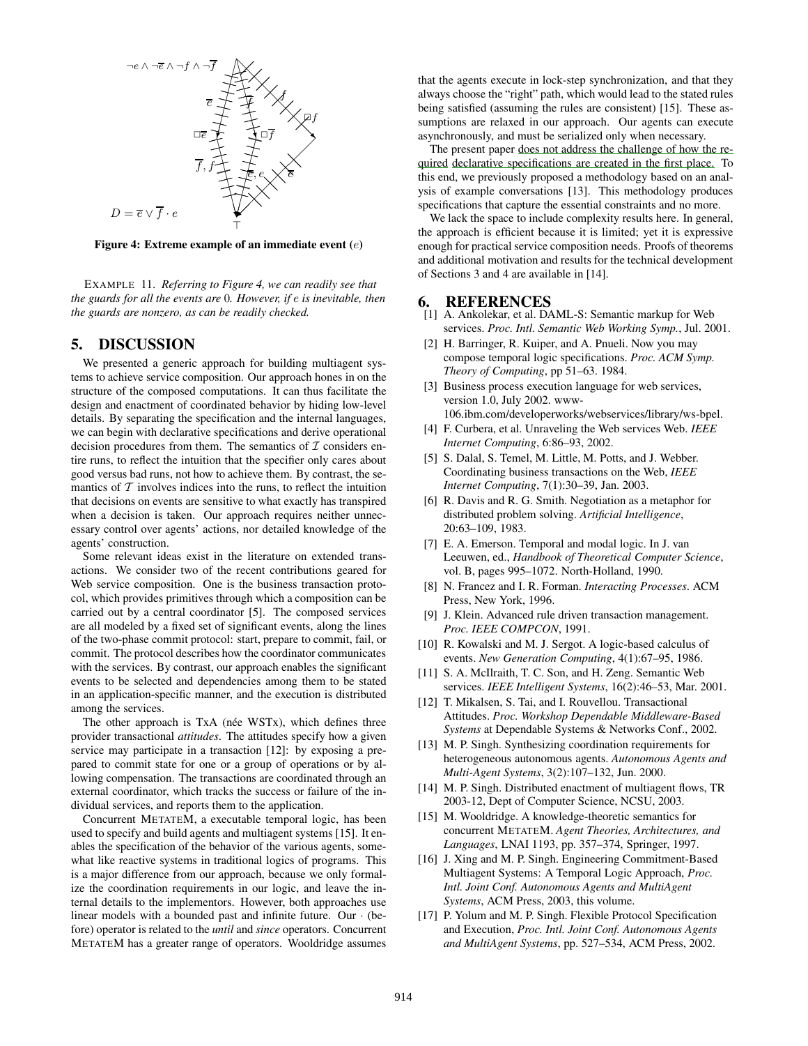$\neg e \wedge \neg \overline{e} \wedge \neg f \wedge \neg \overline{f}$

$\overline{e}$

$\overline{f}$

$f$

$\Box f$

$\Box \overline{e}$

$\Box \overline{f}$

$\overline{f}, f$

$\overline{e}, e$

$\overline{e}$

$D = \overline{e} \vee \overline{f} \cdot e$

$\top$

**Figure 4: Extreme example of an immediate event ($e$)**

EXAMPLE 11. *Referring to Figure 4, we can readily see that the guards for all the events are* 0*. However, if* $e$ *is inevitable, then the guards are nonzero, as can be readily checked.*

## 5. DISCUSSION

We presented a generic approach for building multiagent systems to achieve service composition. Our approach hones in on the structure of the composed computations. It can thus facilitate the design and enactment of coordinated behavior by hiding low-level details. By separating the specification and the internal languages, we can begin with declarative specifications and derive operational decision procedures from them. The semantics of $\mathcal{I}$ considers entire runs, to reflect the intuition that the specifier only cares about good versus bad runs, not how to achieve them. By contrast, the semantics of $\mathcal{T}$ involves indices into the runs, to reflect the intuition that decisions on events are sensitive to what exactly has transpired when a decision is taken. Our approach requires neither unnecessary control over agents' actions, nor detailed knowledge of the agents' construction.

Some relevant ideas exist in the literature on extended transactions. We consider two of the recent contributions geared for Web service composition. One is the business transaction protocol, which provides primitives through which a composition can be carried out by a central coordinator [5]. The composed services are all modeled by a fixed set of significant events, along the lines of the two-phase commit protocol: start, prepare to commit, fail, or commit. The protocol describes how the coordinator communicates with the services. By contrast, our approach enables the significant events to be selected and dependencies among them to be stated in an application-specific manner, and the execution is distributed among the services.

The other approach is TxA (née WSTx), which defines three provider transactional *attitudes*. The attitudes specify how a given service may participate in a transaction [12]: by exposing a prepared to commit state for one or a group of operations or by allowing compensation. The transactions are coordinated through an external coordinator, which tracks the success or failure of the individual services, and reports them to the application.

Concurrent METATEM, a executable temporal logic, has been used to specify and build agents and multiagent systems [15]. It enables the specification of the behavior of the various agents, somewhat like reactive systems in traditional logics of programs. This is a major difference from our approach, because we only formalize the coordination requirements in our logic, and leave the internal details to the implementors. However, both approaches use linear models with a bounded past and infinite future. Our $\cdot$ (before) operator is related to the *until* and *since* operators. Concurrent METATEM has a greater range of operators. Wooldridge assumes that the agents execute in lock-step synchronization, and that they always choose the "right" path, which would lead to the stated rules being satisfied (assuming the rules are consistent) [15]. These assumptions are relaxed in our approach. Our agents can execute asynchronously, and must be serialized only when necessary.

The present paper does not address the challenge of how the required declarative specifications are created in the first place. To this end, we previously proposed a methodology based on an analysis of example conversations [13]. This methodology produces specifications that capture the essential constraints and no more.

We lack the space to include complexity results here. In general, the approach is efficient because it is limited; yet it is expressive enough for practical service composition needs. Proofs of theorems and additional motivation and results for the technical development of Sections 3 and 4 are available in [14].

## 6. REFERENCES

[1] A. Ankolekar, et al. DAML-S: Semantic markup for Web services. *Proc. Intl. Semantic Web Working Symp.*, Jul. 2001.

[2] H. Barringer, R. Kuiper, and A. Pnueli. Now you may compose temporal logic specifications. *Proc. ACM Symp. Theory of Computing*, pp 51–63. 1984.

[3] Business process execution language for web services, version 1.0, July 2002. www-106.ibm.com/developerworks/webservices/library/ws-bpel.

[4] F. Curbera, et al. Unraveling the Web services Web. *IEEE Internet Computing*, 6:86–93, 2002.

[5] S. Dalal, S. Temel, M. Little, M. Potts, and J. Webber. Coordinating business transactions on the Web, *IEEE Internet Computing*, 7(1):30–39, Jan. 2003.

[6] R. Davis and R. G. Smith. Negotiation as a metaphor for distributed problem solving. *Artificial Intelligence*, 20:63–109, 1983.

[7] E. A. Emerson. Temporal and modal logic. In J. van Leeuwen, ed., *Handbook of Theoretical Computer Science*, vol. B, pages 995–1072. North-Holland, 1990.

[8] N. Francez and I. R. Forman. *Interacting Processes*. ACM Press, New York, 1996.

[9] J. Klein. Advanced rule driven transaction management. *Proc. IEEE COMPCON*, 1991.

[10] R. Kowalski and M. J. Sergot. A logic-based calculus of events. *New Generation Computing*, 4(1):67–95, 1986.

[11] S. A. McIlraith, T. C. Son, and H. Zeng. Semantic Web services. *IEEE Intelligent Systems*, 16(2):46–53, Mar. 2001.

[12] T. Mikalsen, S. Tai, and I. Rouvellou. Transactional Attitudes. *Proc. Workshop Dependable Middleware-Based Systems* at Dependable Systems & Networks Conf., 2002.

[13] M. P. Singh. Synthesizing coordination requirements for heterogeneous autonomous agents. *Autonomous Agents and Multi-Agent Systems*, 3(2):107–132, Jun. 2000.

[14] M. P. Singh. Distributed enactment of multiagent flows, TR 2003-12, Dept of Computer Science, NCSU, 2003.

[15] M. Wooldridge. A knowledge-theoretic semantics for concurrent METATEM. *Agent Theories, Architectures, and Languages*, LNAI 1193, pp. 357–374, Springer, 1997.

[16] J. Xing and M. P. Singh. Engineering Commitment-Based Multiagent Systems: A Temporal Logic Approach, *Proc. Intl. Joint Conf. Autonomous Agents and MultiAgent Systems*, ACM Press, 2003, this volume.

[17] P. Yolum and M. P. Singh. Flexible Protocol Specification and Execution, *Proc. Intl. Joint Conf. Autonomous Agents and MultiAgent Systems*, pp. 527–534, ACM Press, 2002.